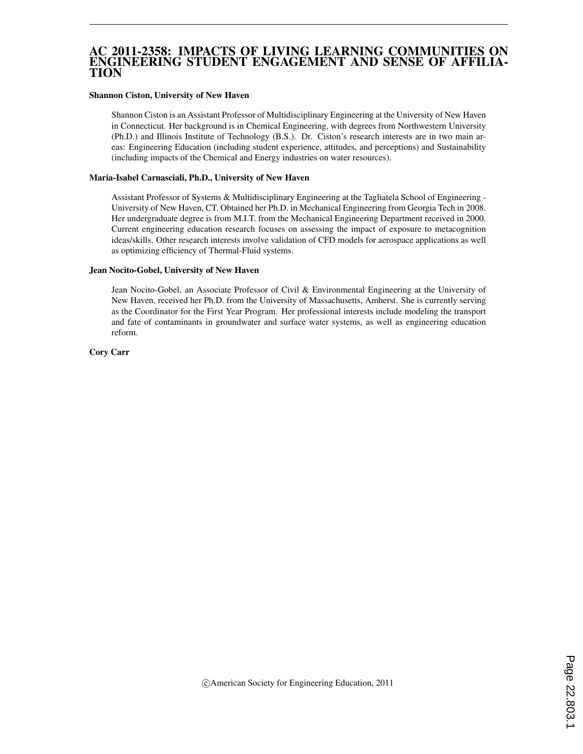# AC 2011-2358: IMPACTS OF LIVING LEARNING COMMUNITIES ON ENGINEERING STUDENT ENGAGEMENT AND SENSE OF AFFILIATION

**Shannon Ciston, University of New Haven**

Shannon Ciston is an Assistant Professor of Multidisciplinary Engineering at the University of New Haven in Connecticut. Her background is in Chemical Engineering, with degrees from Northwestern University (Ph.D.) and Illinois Institute of Technology (B.S.). Dr. Ciston's research interests are in two main areas: Engineering Education (including student experience, attitudes, and perceptions) and Sustainability (including impacts of the Chemical and Energy industries on water resources).

**Maria-Isabel Carnasciali, Ph.D., University of New Haven**

Assistant Professor of Systems & Multidisciplinary Engineering at the Tagliatela School of Engineering - University of New Haven, CT. Obtained her Ph.D. in Mechanical Engineering from Georgia Tech in 2008. Her undergraduate degree is from M.I.T. from the Mechanical Engineering Department received in 2000. Current engineering education research focuses on assessing the impact of exposure to metacognition ideas/skills. Other research interests involve validation of CFD models for aerospace applications as well as optimizing efficiency of Thermal-Fluid systems.

**Jean Nocito-Gobel, University of New Haven**

Jean Nocito-Gobel, an Associate Professor of Civil & Environmental Engineering at the University of New Haven, received her Ph.D. from the University of Massachusetts, Amherst. She is currently serving as the Coordinator for the First Year Program. Her professional interests include modeling the transport and fate of contaminants in groundwater and surface water systems, as well as engineering education reform.

**Cory Carr**

©American Society for Engineering Education, 2011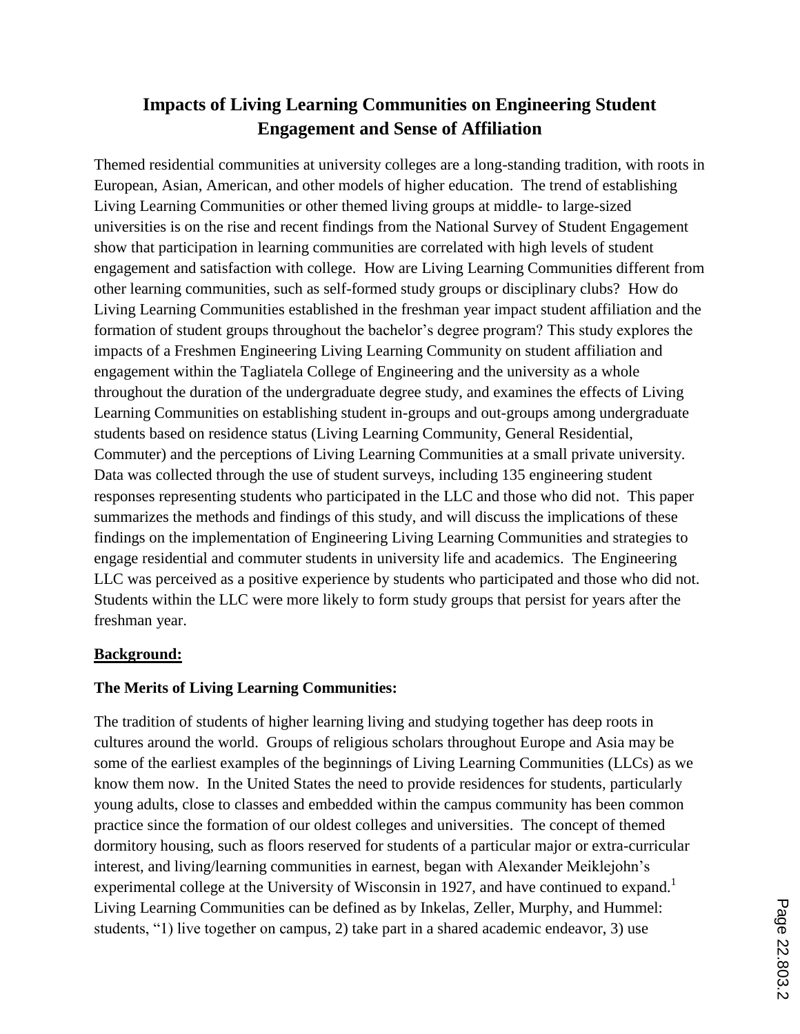# Impacts of Living Learning Communities on Engineering Student Engagement and Sense of Affiliation

Themed residential communities at university colleges are a long-standing tradition, with roots in European, Asian, American, and other models of higher education. The trend of establishing Living Learning Communities or other themed living groups at middle- to large-sized universities is on the rise and recent findings from the National Survey of Student Engagement show that participation in learning communities are correlated with high levels of student engagement and satisfaction with college. How are Living Learning Communities different from other learning communities, such as self-formed study groups or disciplinary clubs? How do Living Learning Communities established in the freshman year impact student affiliation and the formation of student groups throughout the bachelor's degree program? This study explores the impacts of a Freshmen Engineering Living Learning Community on student affiliation and engagement within the Tagliatela College of Engineering and the university as a whole throughout the duration of the undergraduate degree study, and examines the effects of Living Learning Communities on establishing student in-groups and out-groups among undergraduate students based on residence status (Living Learning Community, General Residential, Commuter) and the perceptions of Living Learning Communities at a small private university. Data was collected through the use of student surveys, including 135 engineering student responses representing students who participated in the LLC and those who did not. This paper summarizes the methods and findings of this study, and will discuss the implications of these findings on the implementation of Engineering Living Learning Communities and strategies to engage residential and commuter students in university life and academics. The Engineering LLC was perceived as a positive experience by students who participated and those who did not. Students within the LLC were more likely to form study groups that persist for years after the freshman year.

## Background:

### The Merits of Living Learning Communities:

The tradition of students of higher learning living and studying together has deep roots in cultures around the world. Groups of religious scholars throughout Europe and Asia may be some of the earliest examples of the beginnings of Living Learning Communities (LLCs) as we know them now. In the United States the need to provide residences for students, particularly young adults, close to classes and embedded within the campus community has been common practice since the formation of our oldest colleges and universities. The concept of themed dormitory housing, such as floors reserved for students of a particular major or extra-curricular interest, and living/learning communities in earnest, began with Alexander Meiklejohn's experimental college at the University of Wisconsin in 1927, and have continued to expand.[1] Living Learning Communities can be defined as by Inkelas, Zeller, Murphy, and Hummel: students, "1) live together on campus, 2) take part in a shared academic endeavor, 3) use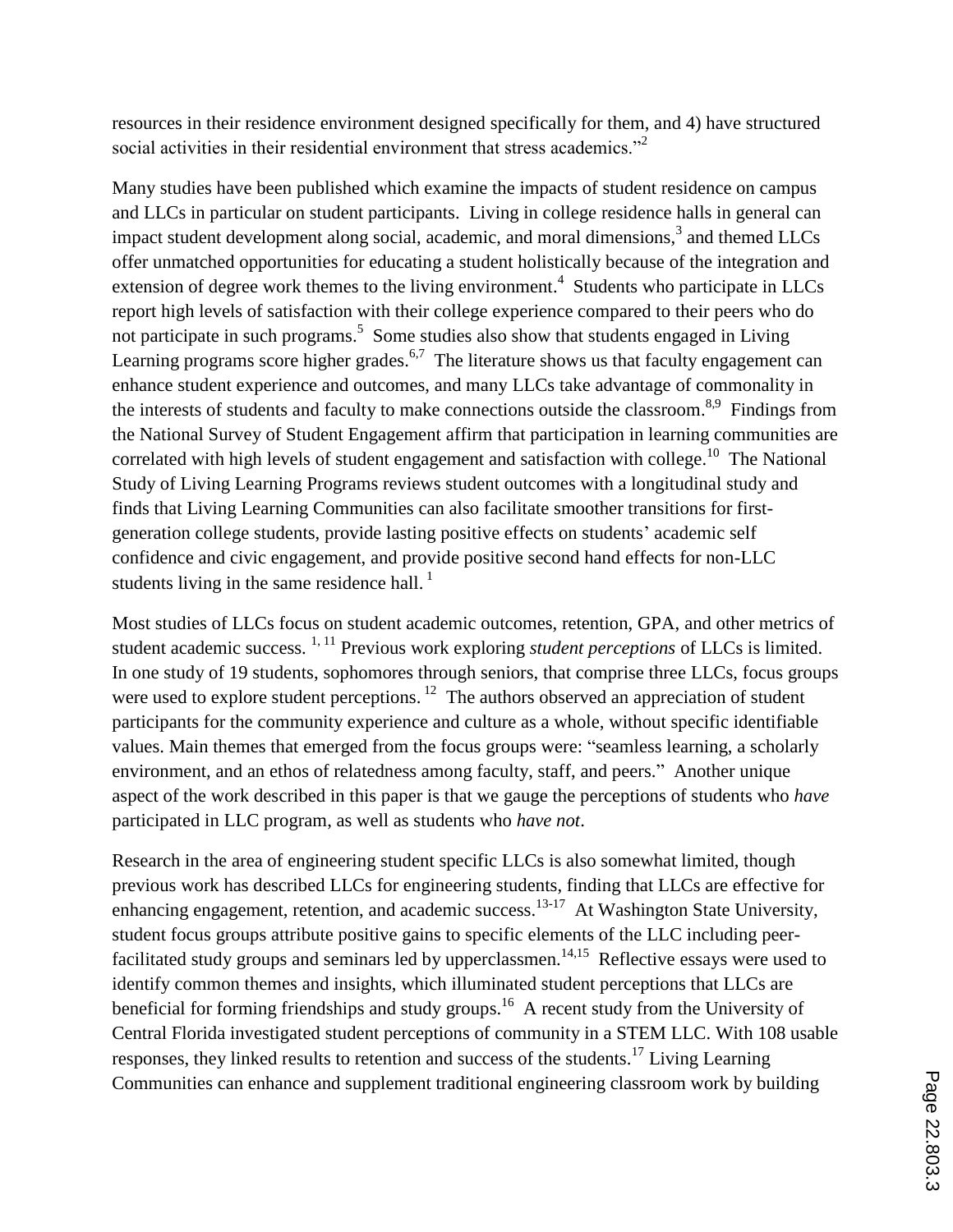resources in their residence environment designed specifically for them, and 4) have structured social activities in their residential environment that stress academics."[2]

Many studies have been published which examine the impacts of student residence on campus and LLCs in particular on student participants. Living in college residence halls in general can impact student development along social, academic, and moral dimensions,[3] and themed LLCs offer unmatched opportunities for educating a student holistically because of the integration and extension of degree work themes to the living environment.[4] Students who participate in LLCs report high levels of satisfaction with their college experience compared to their peers who do not participate in such programs.[5] Some studies also show that students engaged in Living Learning programs score higher grades.[6,7] The literature shows us that faculty engagement can enhance student experience and outcomes, and many LLCs take advantage of commonality in the interests of students and faculty to make connections outside the classroom.[8,9] Findings from the National Survey of Student Engagement affirm that participation in learning communities are correlated with high levels of student engagement and satisfaction with college.[10] The National Study of Living Learning Programs reviews student outcomes with a longitudinal study and finds that Living Learning Communities can also facilitate smoother transitions for first-generation college students, provide lasting positive effects on students' academic self confidence and civic engagement, and provide positive second hand effects for non-LLC students living in the same residence hall.[1]

Most studies of LLCs focus on student academic outcomes, retention, GPA, and other metrics of student academic success.[1,11] Previous work exploring *student perceptions* of LLCs is limited. In one study of 19 students, sophomores through seniors, that comprise three LLCs, focus groups were used to explore student perceptions.[12] The authors observed an appreciation of student participants for the community experience and culture as a whole, without specific identifiable values. Main themes that emerged from the focus groups were: "seamless learning, a scholarly environment, and an ethos of relatedness among faculty, staff, and peers." Another unique aspect of the work described in this paper is that we gauge the perceptions of students who *have* participated in LLC program, as well as students who *have not*.

Research in the area of engineering student specific LLCs is also somewhat limited, though previous work has described LLCs for engineering students, finding that LLCs are effective for enhancing engagement, retention, and academic success.[13-17] At Washington State University, student focus groups attribute positive gains to specific elements of the LLC including peer-facilitated study groups and seminars led by upperclassmen.[14,15] Reflective essays were used to identify common themes and insights, which illuminated student perceptions that LLCs are beneficial for forming friendships and study groups.[16] A recent study from the University of Central Florida investigated student perceptions of community in a STEM LLC. With 108 usable responses, they linked results to retention and success of the students.[17] Living Learning Communities can enhance and supplement traditional engineering classroom work by building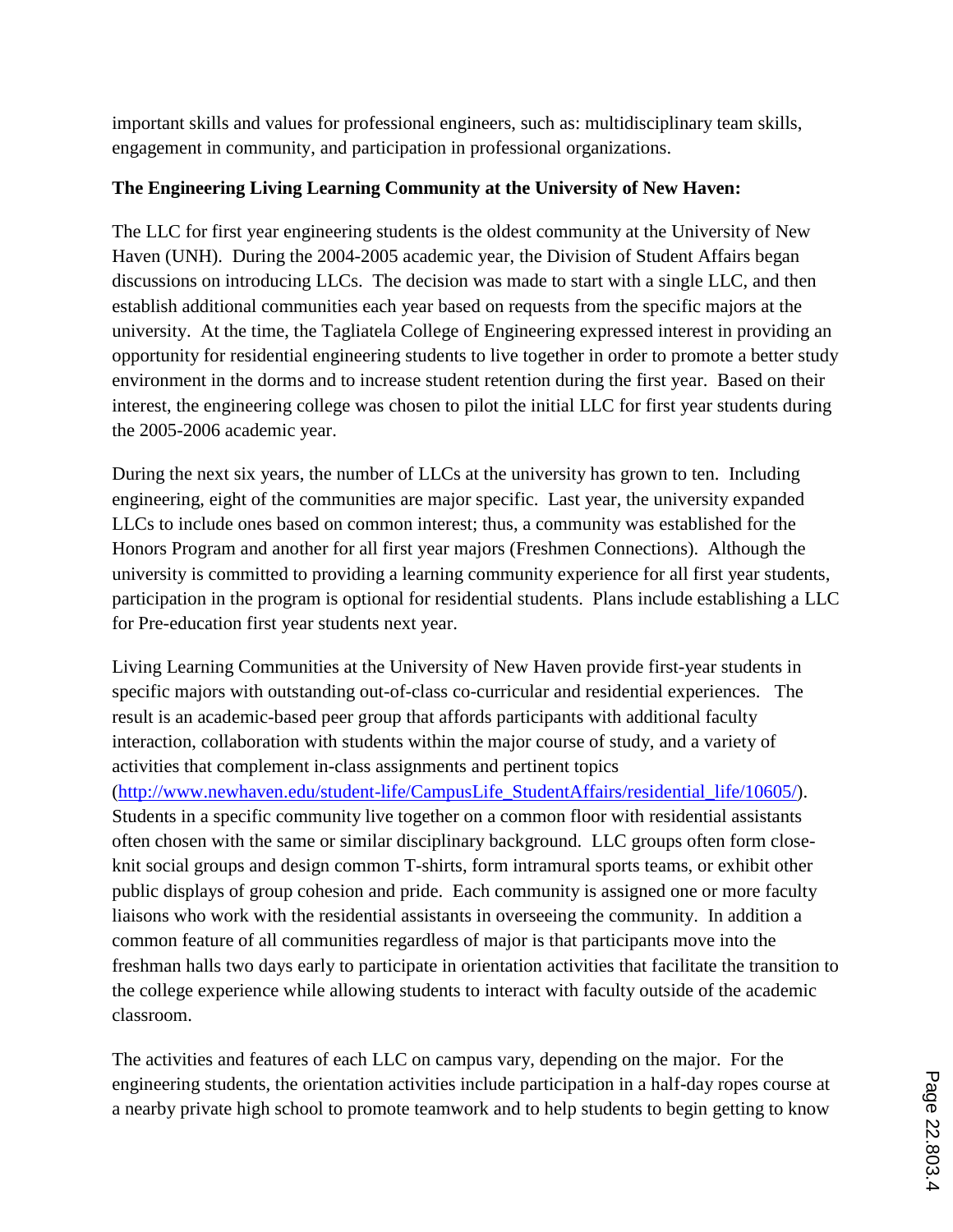important skills and values for professional engineers, such as: multidisciplinary team skills, engagement in community, and participation in professional organizations.

**The Engineering Living Learning Community at the University of New Haven:**

The LLC for first year engineering students is the oldest community at the University of New Haven (UNH). During the 2004-2005 academic year, the Division of Student Affairs began discussions on introducing LLCs. The decision was made to start with a single LLC, and then establish additional communities each year based on requests from the specific majors at the university. At the time, the Tagliatela College of Engineering expressed interest in providing an opportunity for residential engineering students to live together in order to promote a better study environment in the dorms and to increase student retention during the first year. Based on their interest, the engineering college was chosen to pilot the initial LLC for first year students during the 2005-2006 academic year.

During the next six years, the number of LLCs at the university has grown to ten. Including engineering, eight of the communities are major specific. Last year, the university expanded LLCs to include ones based on common interest; thus, a community was established for the Honors Program and another for all first year majors (Freshmen Connections). Although the university is committed to providing a learning community experience for all first year students, participation in the program is optional for residential students. Plans include establishing a LLC for Pre-education first year students next year.

Living Learning Communities at the University of New Haven provide first-year students in specific majors with outstanding out-of-class co-curricular and residential experiences. The result is an academic-based peer group that affords participants with additional faculty interaction, collaboration with students within the major course of study, and a variety of activities that complement in-class assignments and pertinent topics (http://www.newhaven.edu/student-life/CampusLife_StudentAffairs/residential_life/10605/). Students in a specific community live together on a common floor with residential assistants often chosen with the same or similar disciplinary background. LLC groups often form close-knit social groups and design common T-shirts, form intramural sports teams, or exhibit other public displays of group cohesion and pride. Each community is assigned one or more faculty liaisons who work with the residential assistants in overseeing the community. In addition a common feature of all communities regardless of major is that participants move into the freshman halls two days early to participate in orientation activities that facilitate the transition to the college experience while allowing students to interact with faculty outside of the academic classroom.

The activities and features of each LLC on campus vary, depending on the major. For the engineering students, the orientation activities include participation in a half-day ropes course at a nearby private high school to promote teamwork and to help students to begin getting to know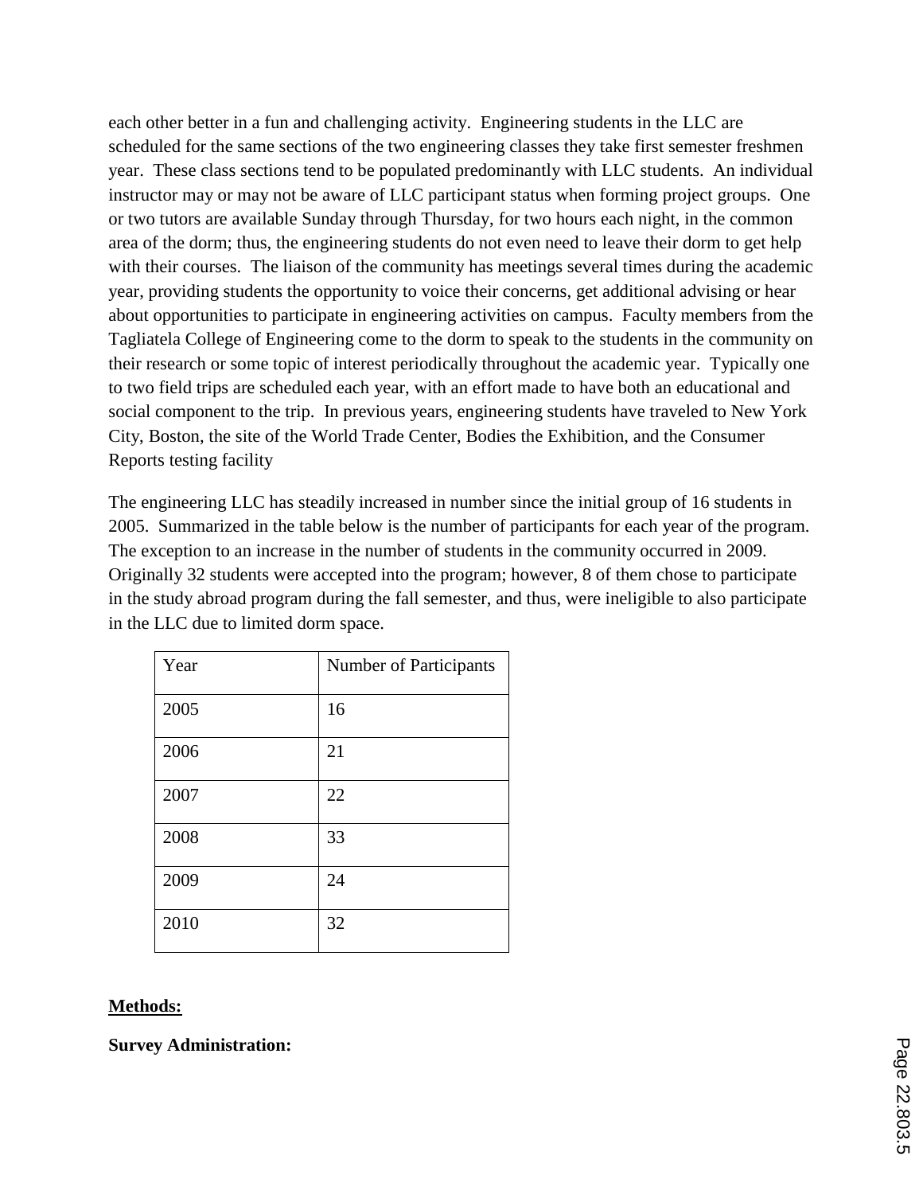each other better in a fun and challenging activity. Engineering students in the LLC are scheduled for the same sections of the two engineering classes they take first semester freshmen year. These class sections tend to be populated predominantly with LLC students. An individual instructor may or may not be aware of LLC participant status when forming project groups. One or two tutors are available Sunday through Thursday, for two hours each night, in the common area of the dorm; thus, the engineering students do not even need to leave their dorm to get help with their courses. The liaison of the community has meetings several times during the academic year, providing students the opportunity to voice their concerns, get additional advising or hear about opportunities to participate in engineering activities on campus. Faculty members from the Tagliatela College of Engineering come to the dorm to speak to the students in the community on their research or some topic of interest periodically throughout the academic year. Typically one to two field trips are scheduled each year, with an effort made to have both an educational and social component to the trip. In previous years, engineering students have traveled to New York City, Boston, the site of the World Trade Center, Bodies the Exhibition, and the Consumer Reports testing facility

The engineering LLC has steadily increased in number since the initial group of 16 students in 2005. Summarized in the table below is the number of participants for each year of the program. The exception to an increase in the number of students in the community occurred in 2009. Originally 32 students were accepted into the program; however, 8 of them chose to participate in the study abroad program during the fall semester, and thus, were ineligible to also participate in the LLC due to limited dorm space.

| Year | Number of Participants |
|---|---|
| 2005 | 16 |
| 2006 | 21 |
| 2007 | 22 |
| 2008 | 33 |
| 2009 | 24 |
| 2010 | 32 |

## Methods:

### Survey Administration: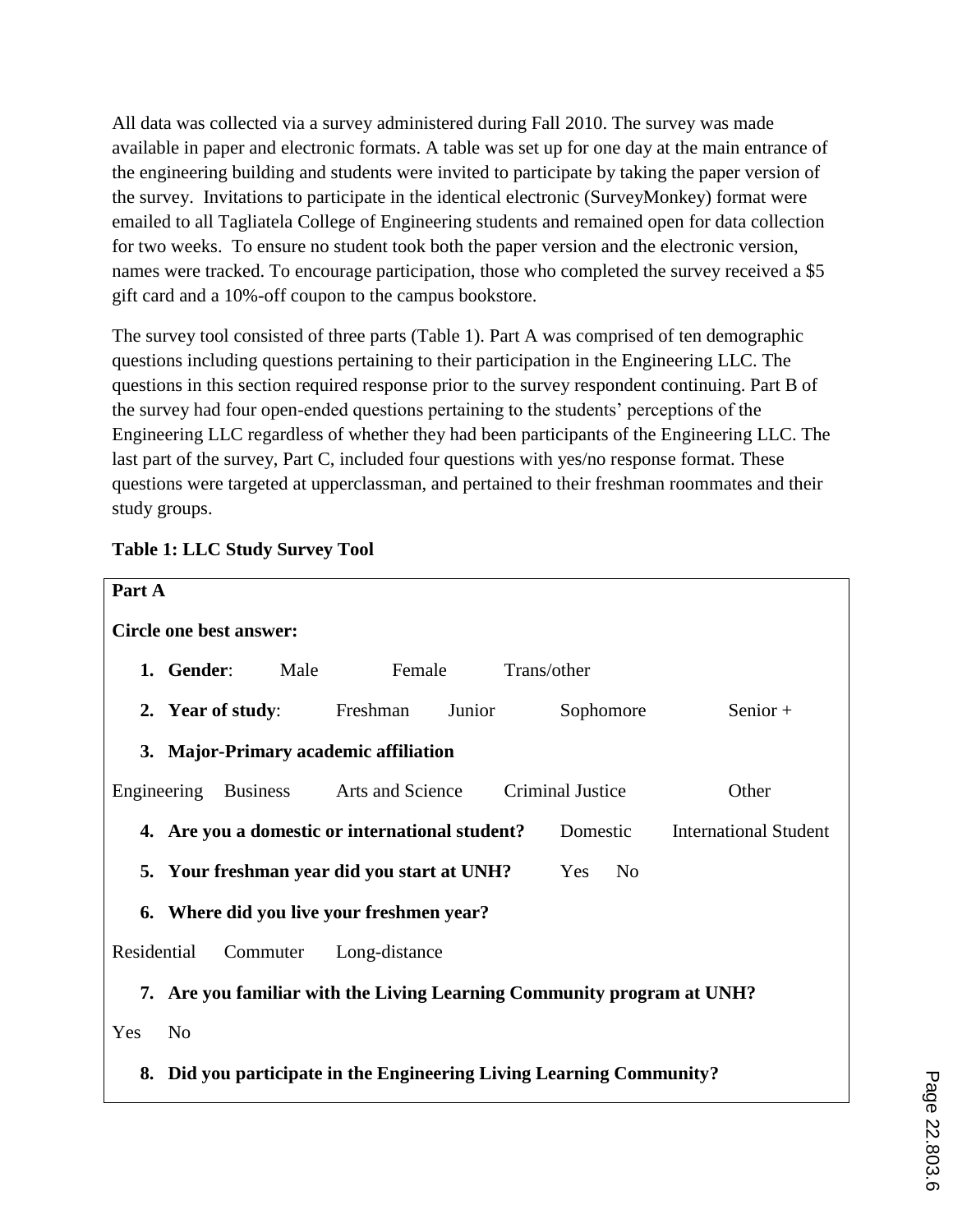All data was collected via a survey administered during Fall 2010. The survey was made available in paper and electronic formats. A table was set up for one day at the main entrance of the engineering building and students were invited to participate by taking the paper version of the survey. Invitations to participate in the identical electronic (SurveyMonkey) format were emailed to all Tagliatela College of Engineering students and remained open for data collection for two weeks. To ensure no student took both the paper version and the electronic version, names were tracked. To encourage participation, those who completed the survey received a $5 gift card and a 10%-off coupon to the campus bookstore.

The survey tool consisted of three parts (Table 1). Part A was comprised of ten demographic questions including questions pertaining to their participation in the Engineering LLC. The questions in this section required response prior to the survey respondent continuing. Part B of the survey had four open-ended questions pertaining to the students' perceptions of the Engineering LLC regardless of whether they had been participants of the Engineering LLC. The last part of the survey, Part C, included four questions with yes/no response format. These questions were targeted at upperclassman, and pertained to their freshman roommates and their study groups.

**Table 1: LLC Study Survey Tool**

**Part A**

**Circle one best answer:**

1. **Gender**: Male Female Trans/other
2. **Year of study**: Freshman Junior Sophomore Senior +
3. **Major-Primary academic affiliation**

Engineering Business Arts and Science Criminal Justice Other

4. **Are you a domestic or international student?** Domestic International Student
5. **Your freshman year did you start at UNH?** Yes No
6. **Where did you live your freshmen year?**

Residential Commuter Long-distance

7. **Are you familiar with the Living Learning Community program at UNH?**

Yes No

8. **Did you participate in the Engineering Living Learning Community?**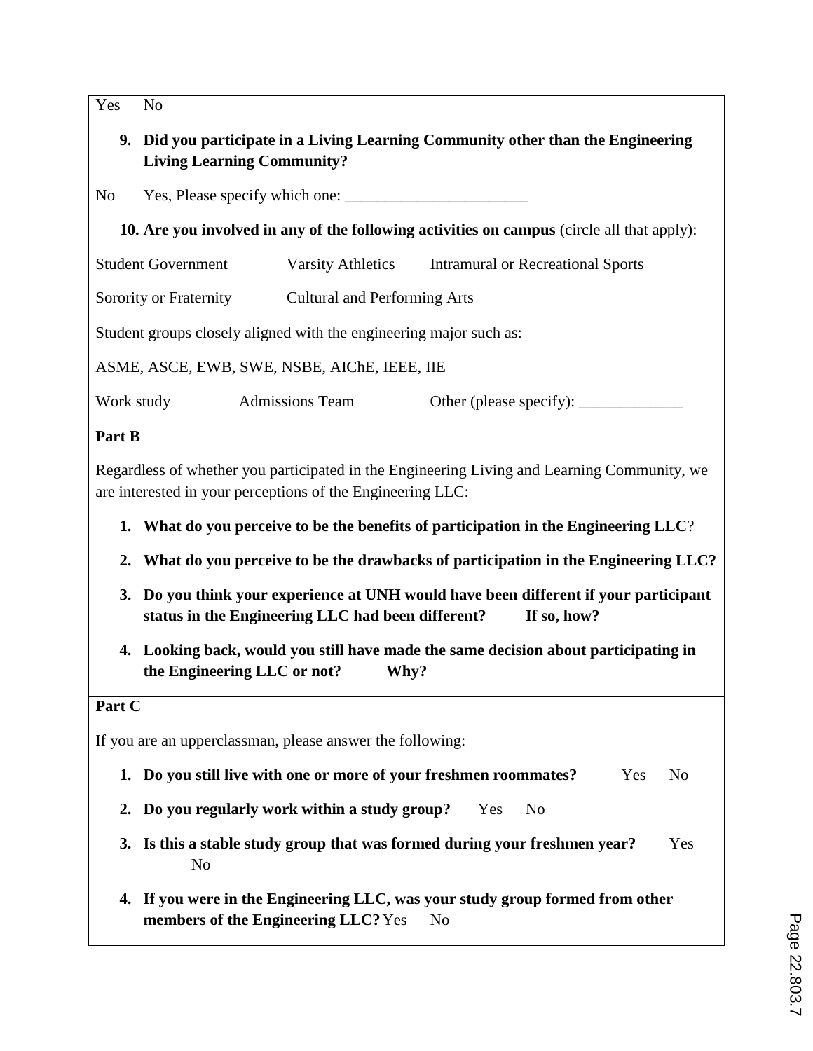Yes No

9. **Did you participate in a Living Learning Community other than the Engineering Living Learning Community?**

No Yes, Please specify which one: _______________________

10. **Are you involved in any of the following activities on campus** (circle all that apply):

Student Government Varsity Athletics Intramural or Recreational Sports

Sorority or Fraternity Cultural and Performing Arts

Student groups closely aligned with the engineering major such as:

ASME, ASCE, EWB, SWE, NSBE, AIChE, IEEE, IIE

Work study Admissions Team Other (please specify): _____________

**Part B**

Regardless of whether you participated in the Engineering Living and Learning Community, we are interested in your perceptions of the Engineering LLC:

1. **What do you perceive to be the benefits of participation in the Engineering LLC**?
2. **What do you perceive to be the drawbacks of participation in the Engineering LLC?**
3. **Do you think your experience at UNH would have been different if your participant status in the Engineering LLC had been different? If so, how?**
4. **Looking back, would you still have made the same decision about participating in the Engineering LLC or not? Why?**

**Part C**

If you are an upperclassman, please answer the following:

1. **Do you still live with one or more of your freshmen roommates?** Yes No
2. **Do you regularly work within a study group?** Yes No
3. **Is this a stable study group that was formed during your freshmen year?** Yes No
4. **If you were in the Engineering LLC, was your study group formed from other members of the Engineering LLC?** Yes No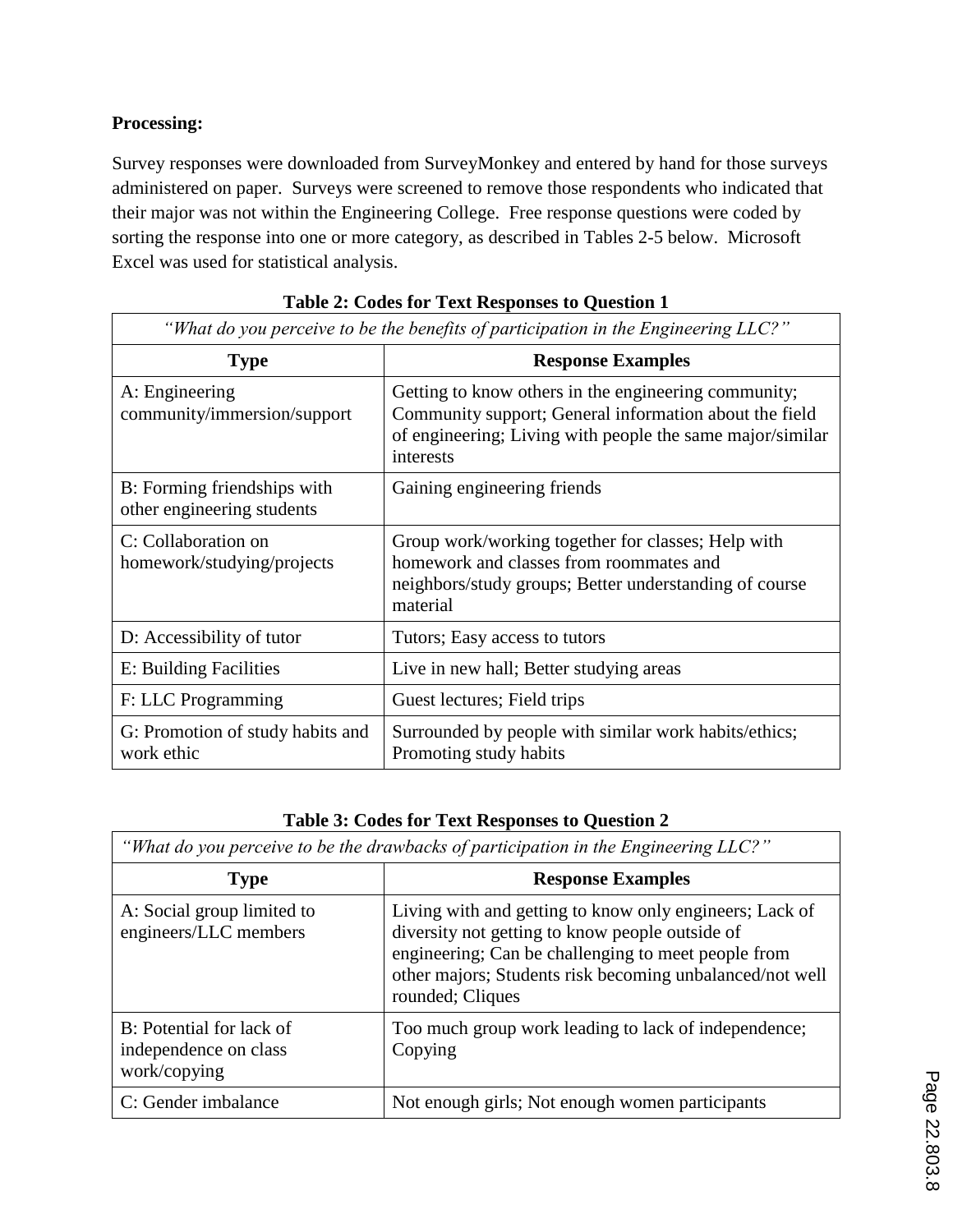**Processing:**

Survey responses were downloaded from SurveyMonkey and entered by hand for those surveys administered on paper. Surveys were screened to remove those respondents who indicated that their major was not within the Engineering College. Free response questions were coded by sorting the response into one or more category, as described in Tables 2-5 below. Microsoft Excel was used for statistical analysis.

**Table 2: Codes for Text Responses to Question 1**

| *"What do you perceive to be the benefits of participation in the Engineering LLC?"* | |
|---|---|
| **Type** | **Response Examples** |
| A: Engineering community/immersion/support | Getting to know others in the engineering community; Community support; General information about the field of engineering; Living with people the same major/similar interests |
| B: Forming friendships with other engineering students | Gaining engineering friends |
| C: Collaboration on homework/studying/projects | Group work/working together for classes; Help with homework and classes from roommates and neighbors/study groups; Better understanding of course material |
| D: Accessibility of tutor | Tutors; Easy access to tutors |
| E: Building Facilities | Live in new hall; Better studying areas |
| F: LLC Programming | Guest lectures; Field trips |
| G: Promotion of study habits and work ethic | Surrounded by people with similar work habits/ethics; Promoting study habits |

**Table 3: Codes for Text Responses to Question 2**

| *"What do you perceive to be the drawbacks of participation in the Engineering LLC?"* | |
|---|---|
| **Type** | **Response Examples** |
| A: Social group limited to engineers/LLC members | Living with and getting to know only engineers; Lack of diversity not getting to know people outside of engineering; Can be challenging to meet people from other majors; Students risk becoming unbalanced/not well rounded; Cliques |
| B: Potential for lack of independence on class work/copying | Too much group work leading to lack of independence; Copying |
| C: Gender imbalance | Not enough girls; Not enough women participants |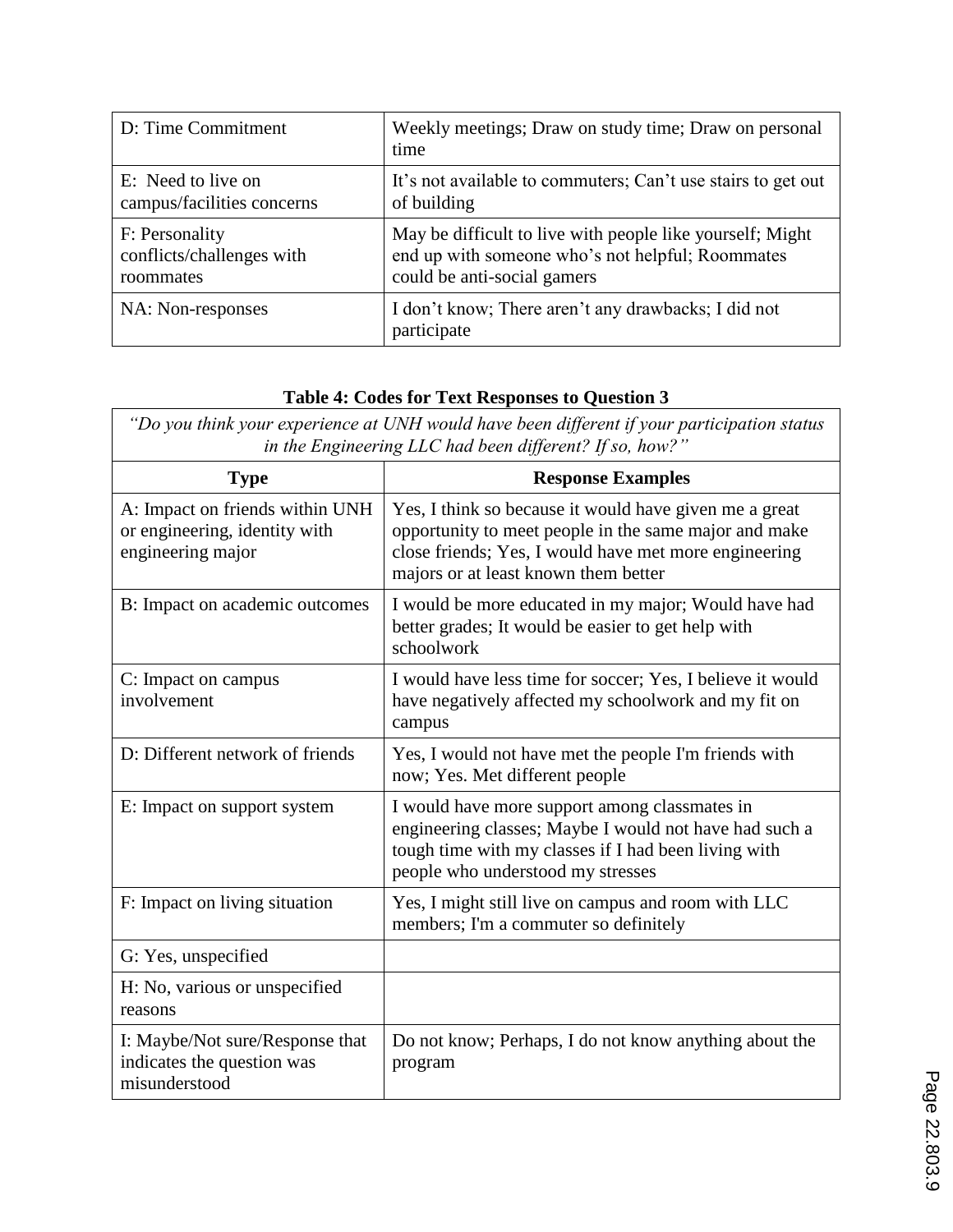| D: Time Commitment | Weekly meetings; Draw on study time; Draw on personal time |
|---|---|
| E: Need to live on campus/facilities concerns | It's not available to commuters; Can't use stairs to get out of building |
| F: Personality conflicts/challenges with roommates | May be difficult to live with people like yourself; Might end up with someone who's not helpful; Roommates could be anti-social gamers |
| NA: Non-responses | I don't know; There aren't any drawbacks; I did not participate |

**Table 4: Codes for Text Responses to Question 3**

*"Do you think your experience at UNH would have been different if your participation status in the Engineering LLC had been different? If so, how?"*

| Type | Response Examples |
|---|---|
| A: Impact on friends within UNH or engineering, identity with engineering major | Yes, I think so because it would have given me a great opportunity to meet people in the same major and make close friends; Yes, I would have met more engineering majors or at least known them better |
| B: Impact on academic outcomes | I would be more educated in my major; Would have had better grades; It would be easier to get help with schoolwork |
| C: Impact on campus involvement | I would have less time for soccer; Yes, I believe it would have negatively affected my schoolwork and my fit on campus |
| D: Different network of friends | Yes, I would not have met the people I'm friends with now; Yes. Met different people |
| E: Impact on support system | I would have more support among classmates in engineering classes; Maybe I would not have had such a tough time with my classes if I had been living with people who understood my stresses |
| F: Impact on living situation | Yes, I might still live on campus and room with LLC members; I'm a commuter so definitely |
| G: Yes, unspecified | |
| H: No, various or unspecified reasons | |
| I: Maybe/Not sure/Response that indicates the question was misunderstood | Do not know; Perhaps, I do not know anything about the program |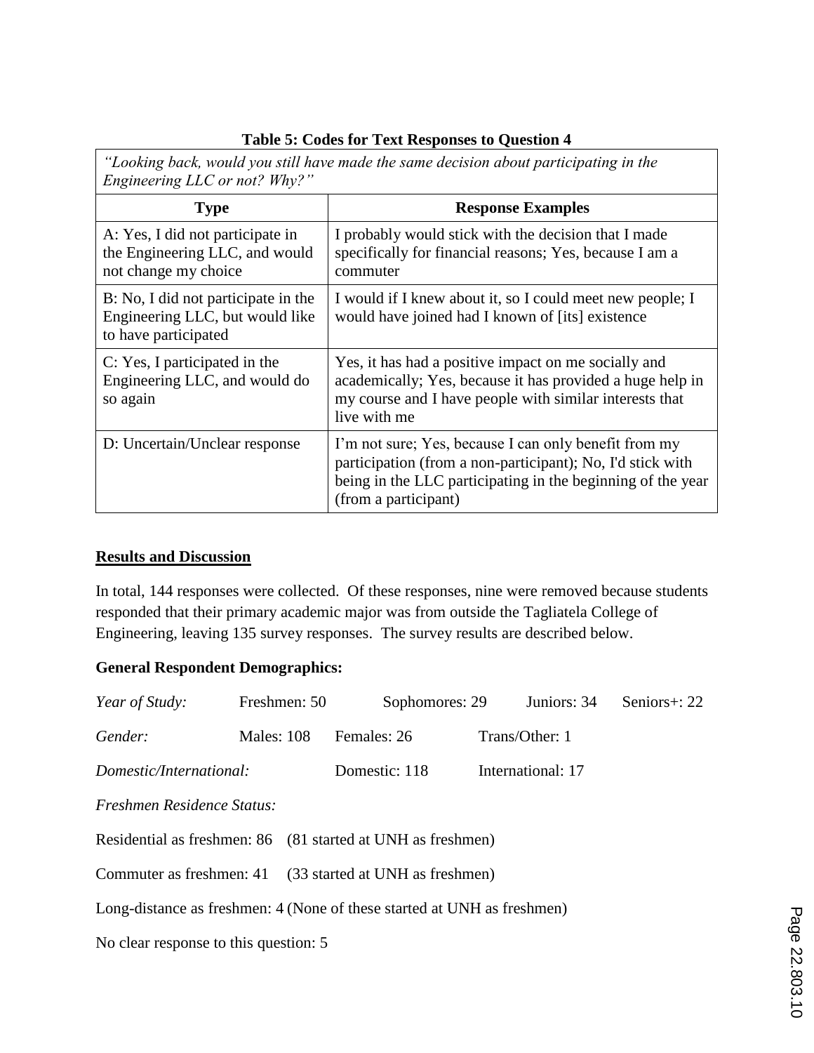**Table 5: Codes for Text Responses to Question 4**

| *"Looking back, would you still have made the same decision about participating in the Engineering LLC or not? Why?"* | |
|---|---|
| **Type** | **Response Examples** |
| A: Yes, I did not participate in the Engineering LLC, and would not change my choice | I probably would stick with the decision that I made specifically for financial reasons; Yes, because I am a commuter |
| B: No, I did not participate in the Engineering LLC, but would like to have participated | I would if I knew about it, so I could meet new people; I would have joined had I known of [its] existence |
| C: Yes, I participated in the Engineering LLC, and would do so again | Yes, it has had a positive impact on me socially and academically; Yes, because it has provided a huge help in my course and I have people with similar interests that live with me |
| D: Uncertain/Unclear response | I'm not sure; Yes, because I can only benefit from my participation (from a non-participant); No, I'd stick with being in the LLC participating in the beginning of the year (from a participant) |

## Results and Discussion

In total, 144 responses were collected. Of these responses, nine were removed because students responded that their primary academic major was from outside the Tagliatela College of Engineering, leaving 135 survey responses. The survey results are described below.

### General Respondent Demographics:

*Year of Study:* Freshmen: 50 Sophomores: 29 Juniors: 34 Seniors+: 22

*Gender:* Males: 108 Females: 26 Trans/Other: 1

*Domestic/International:* Domestic: 118 International: 17

*Freshmen Residence Status:*

Residential as freshmen: 86 (81 started at UNH as freshmen)

Commuter as freshmen: 41 (33 started at UNH as freshmen)

Long-distance as freshmen: 4 (None of these started at UNH as freshmen)

No clear response to this question: 5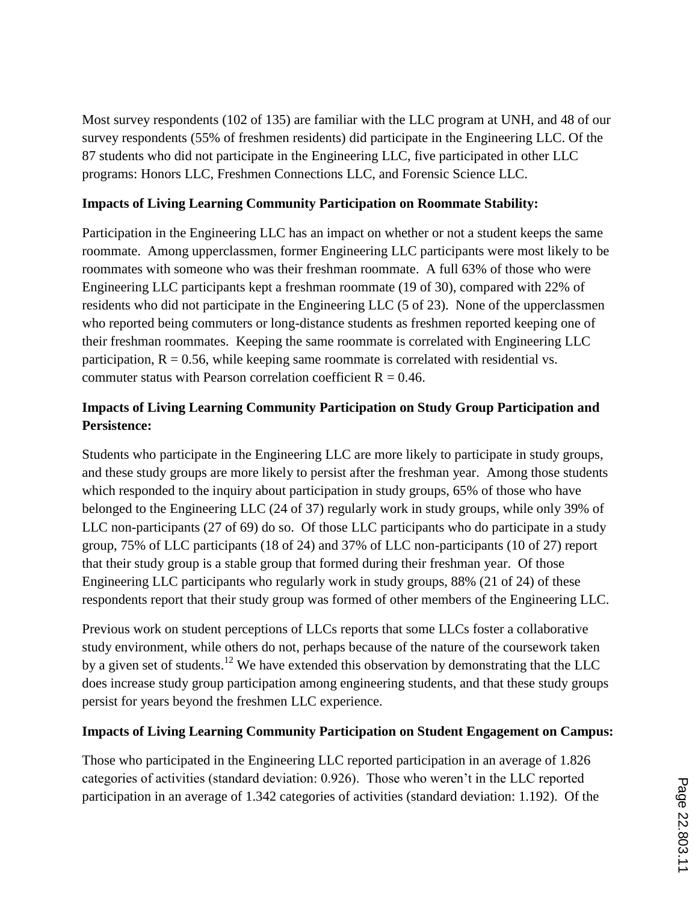Most survey respondents (102 of 135) are familiar with the LLC program at UNH, and 48 of our survey respondents (55% of freshmen residents) did participate in the Engineering LLC. Of the 87 students who did not participate in the Engineering LLC, five participated in other LLC programs: Honors LLC, Freshmen Connections LLC, and Forensic Science LLC.

**Impacts of Living Learning Community Participation on Roommate Stability:**

Participation in the Engineering LLC has an impact on whether or not a student keeps the same roommate. Among upperclassmen, former Engineering LLC participants were most likely to be roommates with someone who was their freshman roommate. A full 63% of those who were Engineering LLC participants kept a freshman roommate (19 of 30), compared with 22% of residents who did not participate in the Engineering LLC (5 of 23). None of the upperclassmen who reported being commuters or long-distance students as freshmen reported keeping one of their freshman roommates. Keeping the same roommate is correlated with Engineering LLC participation, $R = 0.56$, while keeping same roommate is correlated with residential vs. commuter status with Pearson correlation coefficient $R = 0.46$.

**Impacts of Living Learning Community Participation on Study Group Participation and Persistence:**

Students who participate in the Engineering LLC are more likely to participate in study groups, and these study groups are more likely to persist after the freshman year. Among those students which responded to the inquiry about participation in study groups, 65% of those who have belonged to the Engineering LLC (24 of 37) regularly work in study groups, while only 39% of LLC non-participants (27 of 69) do so. Of those LLC participants who do participate in a study group, 75% of LLC participants (18 of 24) and 37% of LLC non-participants (10 of 27) report that their study group is a stable group that formed during their freshman year. Of those Engineering LLC participants who regularly work in study groups, 88% (21 of 24) of these respondents report that their study group was formed of other members of the Engineering LLC.

Previous work on student perceptions of LLCs reports that some LLCs foster a collaborative study environment, while others do not, perhaps because of the nature of the coursework taken by a given set of students.[12] We have extended this observation by demonstrating that the LLC does increase study group participation among engineering students, and that these study groups persist for years beyond the freshmen LLC experience.

**Impacts of Living Learning Community Participation on Student Engagement on Campus:**

Those who participated in the Engineering LLC reported participation in an average of 1.826 categories of activities (standard deviation: 0.926). Those who weren't in the LLC reported participation in an average of 1.342 categories of activities (standard deviation: 1.192). Of the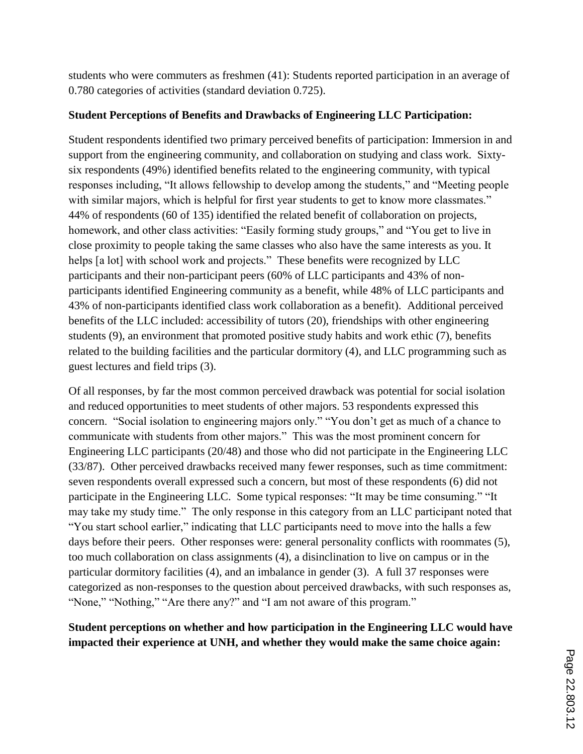students who were commuters as freshmen (41): Students reported participation in an average of 0.780 categories of activities (standard deviation 0.725).

**Student Perceptions of Benefits and Drawbacks of Engineering LLC Participation:**

Student respondents identified two primary perceived benefits of participation: Immersion in and support from the engineering community, and collaboration on studying and class work. Sixty-six respondents (49%) identified benefits related to the engineering community, with typical responses including, "It allows fellowship to develop among the students," and "Meeting people with similar majors, which is helpful for first year students to get to know more classmates." 44% of respondents (60 of 135) identified the related benefit of collaboration on projects, homework, and other class activities: "Easily forming study groups," and "You get to live in close proximity to people taking the same classes who also have the same interests as you. It helps [a lot] with school work and projects." These benefits were recognized by LLC participants and their non-participant peers (60% of LLC participants and 43% of non-participants identified Engineering community as a benefit, while 48% of LLC participants and 43% of non-participants identified class work collaboration as a benefit). Additional perceived benefits of the LLC included: accessibility of tutors (20), friendships with other engineering students (9), an environment that promoted positive study habits and work ethic (7), benefits related to the building facilities and the particular dormitory (4), and LLC programming such as guest lectures and field trips (3).

Of all responses, by far the most common perceived drawback was potential for social isolation and reduced opportunities to meet students of other majors. 53 respondents expressed this concern. "Social isolation to engineering majors only." "You don't get as much of a chance to communicate with students from other majors." This was the most prominent concern for Engineering LLC participants (20/48) and those who did not participate in the Engineering LLC (33/87). Other perceived drawbacks received many fewer responses, such as time commitment: seven respondents overall expressed such a concern, but most of these respondents (6) did not participate in the Engineering LLC. Some typical responses: "It may be time consuming." "It may take my study time." The only response in this category from an LLC participant noted that "You start school earlier," indicating that LLC participants need to move into the halls a few days before their peers. Other responses were: general personality conflicts with roommates (5), too much collaboration on class assignments (4), a disinclination to live on campus or in the particular dormitory facilities (4), and an imbalance in gender (3). A full 37 responses were categorized as non-responses to the question about perceived drawbacks, with such responses as, "None," "Nothing," "Are there any?" and "I am not aware of this program."

**Student perceptions on whether and how participation in the Engineering LLC would have impacted their experience at UNH, and whether they would make the same choice again:**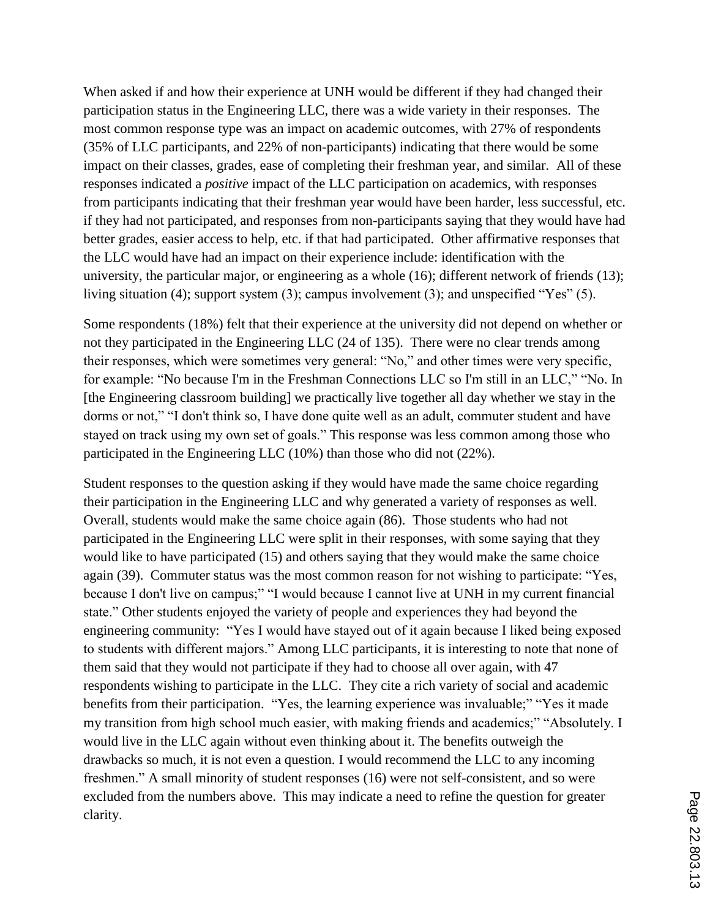When asked if and how their experience at UNH would be different if they had changed their participation status in the Engineering LLC, there was a wide variety in their responses. The most common response type was an impact on academic outcomes, with 27% of respondents (35% of LLC participants, and 22% of non-participants) indicating that there would be some impact on their classes, grades, ease of completing their freshman year, and similar. All of these responses indicated a *positive* impact of the LLC participation on academics, with responses from participants indicating that their freshman year would have been harder, less successful, etc. if they had not participated, and responses from non-participants saying that they would have had better grades, easier access to help, etc. if that had participated. Other affirmative responses that the LLC would have had an impact on their experience include: identification with the university, the particular major, or engineering as a whole (16); different network of friends (13); living situation (4); support system (3); campus involvement (3); and unspecified "Yes" (5).

Some respondents (18%) felt that their experience at the university did not depend on whether or not they participated in the Engineering LLC (24 of 135). There were no clear trends among their responses, which were sometimes very general: "No," and other times were very specific, for example: "No because I'm in the Freshman Connections LLC so I'm still in an LLC," "No. In [the Engineering classroom building] we practically live together all day whether we stay in the dorms or not," "I don't think so, I have done quite well as an adult, commuter student and have stayed on track using my own set of goals." This response was less common among those who participated in the Engineering LLC (10%) than those who did not (22%).

Student responses to the question asking if they would have made the same choice regarding their participation in the Engineering LLC and why generated a variety of responses as well. Overall, students would make the same choice again (86). Those students who had not participated in the Engineering LLC were split in their responses, with some saying that they would like to have participated (15) and others saying that they would make the same choice again (39). Commuter status was the most common reason for not wishing to participate: "Yes, because I don't live on campus;" "I would because I cannot live at UNH in my current financial state." Other students enjoyed the variety of people and experiences they had beyond the engineering community: "Yes I would have stayed out of it again because I liked being exposed to students with different majors." Among LLC participants, it is interesting to note that none of them said that they would not participate if they had to choose all over again, with 47 respondents wishing to participate in the LLC. They cite a rich variety of social and academic benefits from their participation. "Yes, the learning experience was invaluable;" "Yes it made my transition from high school much easier, with making friends and academics;" "Absolutely. I would live in the LLC again without even thinking about it. The benefits outweigh the drawbacks so much, it is not even a question. I would recommend the LLC to any incoming freshmen." A small minority of student responses (16) were not self-consistent, and so were excluded from the numbers above. This may indicate a need to refine the question for greater clarity.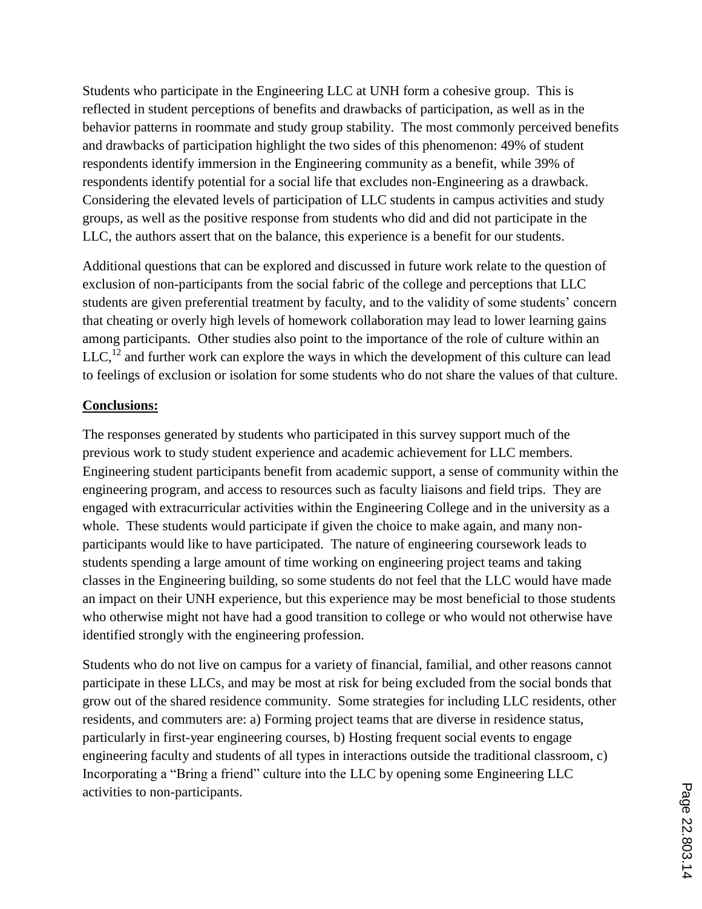Students who participate in the Engineering LLC at UNH form a cohesive group. This is reflected in student perceptions of benefits and drawbacks of participation, as well as in the behavior patterns in roommate and study group stability. The most commonly perceived benefits and drawbacks of participation highlight the two sides of this phenomenon: 49% of student respondents identify immersion in the Engineering community as a benefit, while 39% of respondents identify potential for a social life that excludes non-Engineering as a drawback. Considering the elevated levels of participation of LLC students in campus activities and study groups, as well as the positive response from students who did and did not participate in the LLC, the authors assert that on the balance, this experience is a benefit for our students.

Additional questions that can be explored and discussed in future work relate to the question of exclusion of non-participants from the social fabric of the college and perceptions that LLC students are given preferential treatment by faculty, and to the validity of some students' concern that cheating or overly high levels of homework collaboration may lead to lower learning gains among participants. Other studies also point to the importance of the role of culture within an LLC,[12] and further work can explore the ways in which the development of this culture can lead to feelings of exclusion or isolation for some students who do not share the values of that culture.

## Conclusions:

The responses generated by students who participated in this survey support much of the previous work to study student experience and academic achievement for LLC members. Engineering student participants benefit from academic support, a sense of community within the engineering program, and access to resources such as faculty liaisons and field trips. They are engaged with extracurricular activities within the Engineering College and in the university as a whole. These students would participate if given the choice to make again, and many non-participants would like to have participated. The nature of engineering coursework leads to students spending a large amount of time working on engineering project teams and taking classes in the Engineering building, so some students do not feel that the LLC would have made an impact on their UNH experience, but this experience may be most beneficial to those students who otherwise might not have had a good transition to college or who would not otherwise have identified strongly with the engineering profession.

Students who do not live on campus for a variety of financial, familial, and other reasons cannot participate in these LLCs, and may be most at risk for being excluded from the social bonds that grow out of the shared residence community. Some strategies for including LLC residents, other residents, and commuters are: a) Forming project teams that are diverse in residence status, particularly in first-year engineering courses, b) Hosting frequent social events to engage engineering faculty and students of all types in interactions outside the traditional classroom, c) Incorporating a "Bring a friend" culture into the LLC by opening some Engineering LLC activities to non-participants.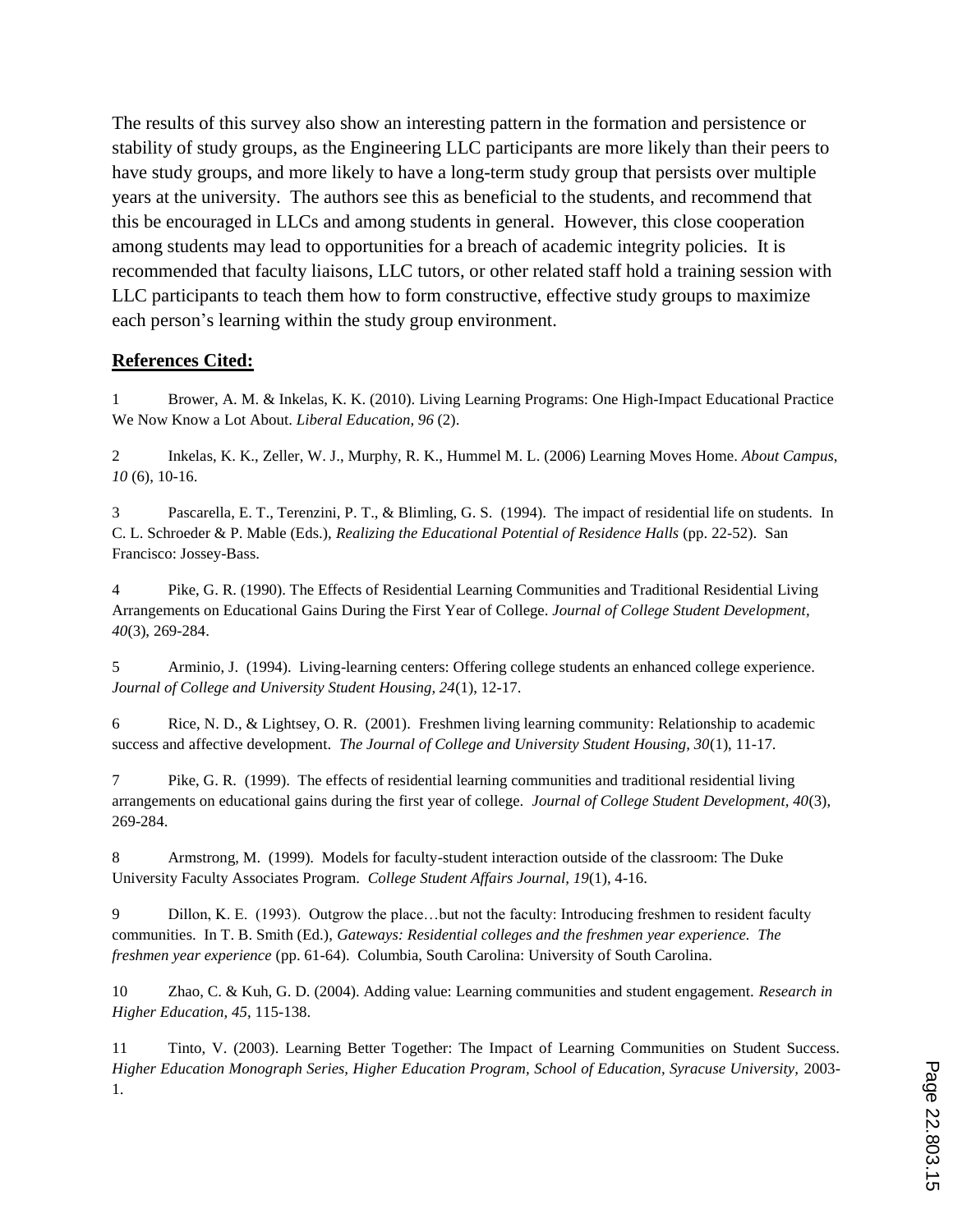The results of this survey also show an interesting pattern in the formation and persistence or stability of study groups, as the Engineering LLC participants are more likely than their peers to have study groups, and more likely to have a long-term study group that persists over multiple years at the university. The authors see this as beneficial to the students, and recommend that this be encouraged in LLCs and among students in general. However, this close cooperation among students may lead to opportunities for a breach of academic integrity policies. It is recommended that faculty liaisons, LLC tutors, or other related staff hold a training session with LLC participants to teach them how to form constructive, effective study groups to maximize each person's learning within the study group environment.

**References Cited:**

1 Brower, A. M. & Inkelas, K. K. (2010). Living Learning Programs: One High-Impact Educational Practice We Now Know a Lot About. *Liberal Education, 96* (2).

2 Inkelas, K. K., Zeller, W. J., Murphy, R. K., Hummel M. L. (2006) Learning Moves Home. *About Campus, 10* (6), 10-16.

3 Pascarella, E. T., Terenzini, P. T., & Blimling, G. S. (1994). The impact of residential life on students. In C. L. Schroeder & P. Mable (Eds.), *Realizing the Educational Potential of Residence Halls* (pp. 22-52). San Francisco: Jossey-Bass.

4 Pike, G. R. (1990). The Effects of Residential Learning Communities and Traditional Residential Living Arrangements on Educational Gains During the First Year of College. *Journal of College Student Development, 40*(3), 269-284.

5 Arminio, J. (1994). Living-learning centers: Offering college students an enhanced college experience. *Journal of College and University Student Housing, 24*(1), 12-17.

6 Rice, N. D., & Lightsey, O. R. (2001). Freshmen living learning community: Relationship to academic success and affective development. *The Journal of College and University Student Housing, 30*(1), 11-17.

7 Pike, G. R. (1999). The effects of residential learning communities and traditional residential living arrangements on educational gains during the first year of college. *Journal of College Student Development, 40*(3), 269-284.

8 Armstrong, M. (1999). Models for faculty-student interaction outside of the classroom: The Duke University Faculty Associates Program. *College Student Affairs Journal, 19*(1), 4-16.

9 Dillon, K. E. (1993). Outgrow the place…but not the faculty: Introducing freshmen to resident faculty communities. In T. B. Smith (Ed.), *Gateways: Residential colleges and the freshmen year experience. The freshmen year experience* (pp. 61-64). Columbia, South Carolina: University of South Carolina.

10 Zhao, C. & Kuh, G. D. (2004). Adding value: Learning communities and student engagement. *Research in Higher Education, 45*, 115-138.

11 Tinto, V. (2003). Learning Better Together: The Impact of Learning Communities on Student Success. *Higher Education Monograph Series, Higher Education Program, School of Education, Syracuse University,* 2003-1.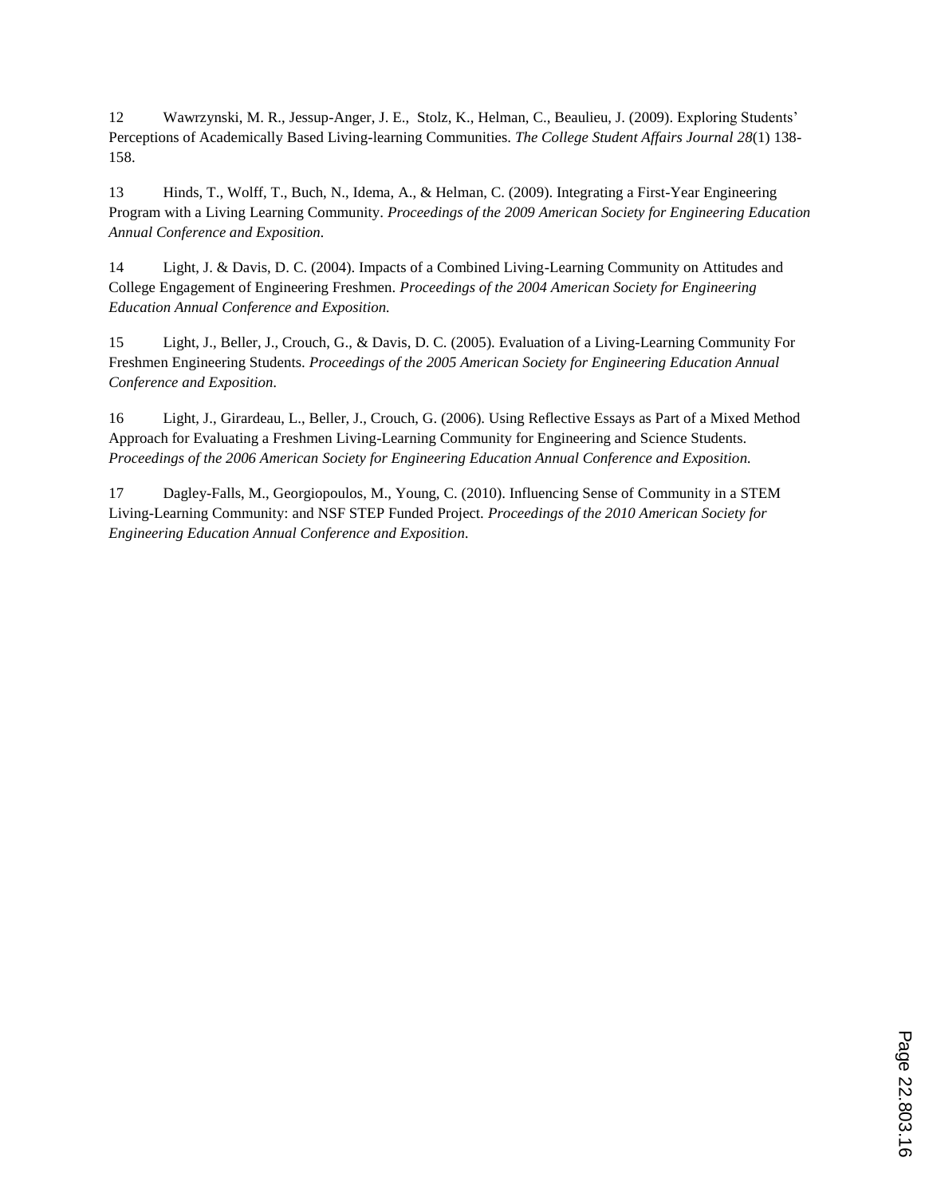12 Wawrzynski, M. R., Jessup-Anger, J. E., Stolz, K., Helman, C., Beaulieu, J. (2009). Exploring Students' Perceptions of Academically Based Living-learning Communities. *The College Student Affairs Journal 28*(1) 138-158.

13 Hinds, T., Wolff, T., Buch, N., Idema, A., & Helman, C. (2009). Integrating a First-Year Engineering Program with a Living Learning Community. *Proceedings of the 2009 American Society for Engineering Education Annual Conference and Exposition.*

14 Light, J. & Davis, D. C. (2004). Impacts of a Combined Living-Learning Community on Attitudes and College Engagement of Engineering Freshmen. *Proceedings of the 2004 American Society for Engineering Education Annual Conference and Exposition.*

15 Light, J., Beller, J., Crouch, G., & Davis, D. C. (2005). Evaluation of a Living-Learning Community For Freshmen Engineering Students. *Proceedings of the 2005 American Society for Engineering Education Annual Conference and Exposition.*

16 Light, J., Girardeau, L., Beller, J., Crouch, G. (2006). Using Reflective Essays as Part of a Mixed Method Approach for Evaluating a Freshmen Living-Learning Community for Engineering and Science Students. *Proceedings of the 2006 American Society for Engineering Education Annual Conference and Exposition.*

17 Dagley-Falls, M., Georgiopoulos, M., Young, C. (2010). Influencing Sense of Community in a STEM Living-Learning Community: and NSF STEP Funded Project. *Proceedings of the 2010 American Society for Engineering Education Annual Conference and Exposition.*